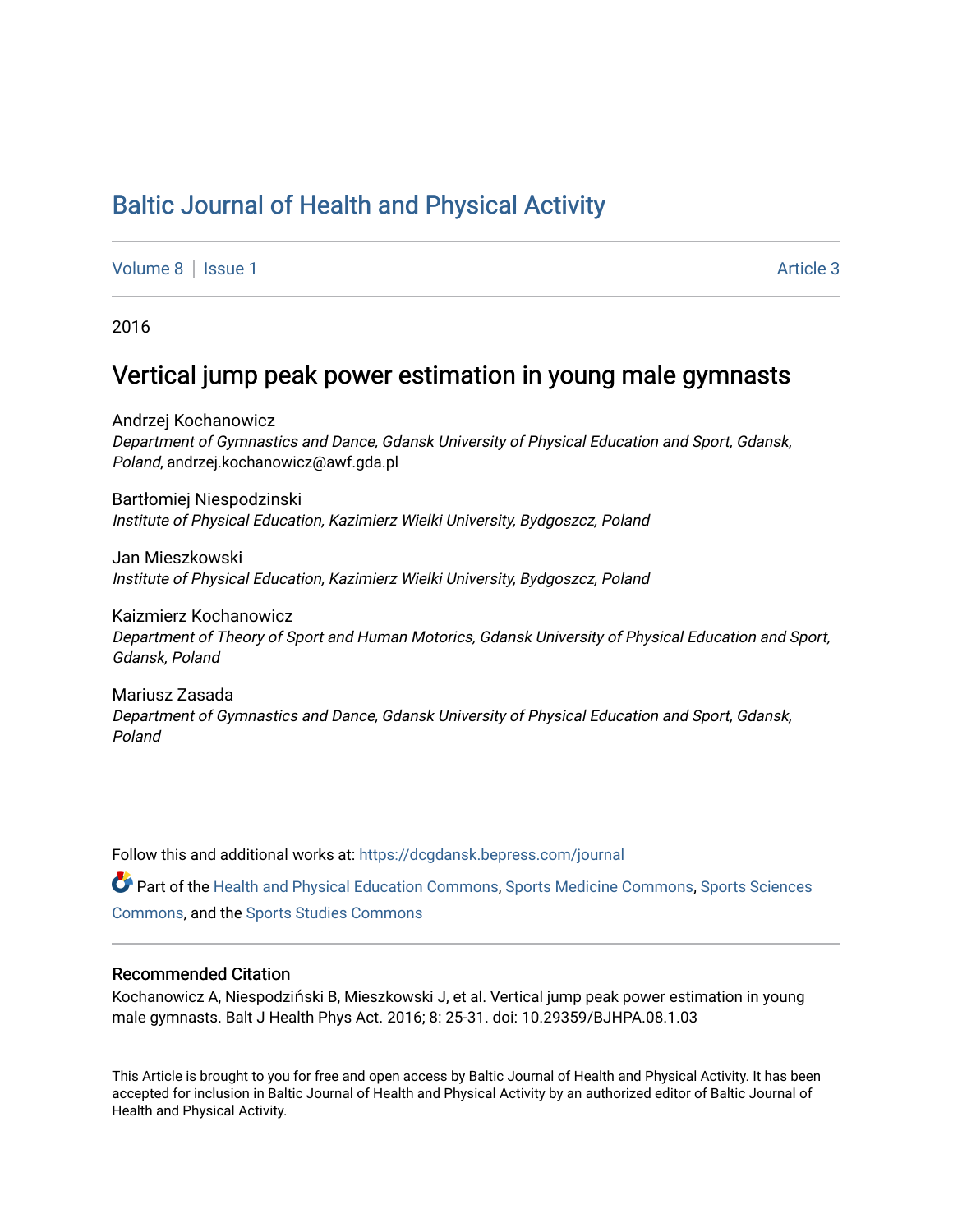# Baltic Journal of Health and Physical Activity

Volume 8 | Issue 1 | Article 3

2016

## Vertical jump peak power estimation in young male gymnasts

Andrzej Kochanowicz
*Department of Gymnastics and Dance, Gdansk University of Physical Education and Sport, Gdansk, Poland*, andrzej.kochanowicz@awf.gda.pl

Bartłomiej Niespodzinski
*Institute of Physical Education, Kazimierz Wielki University, Bydgoszcz, Poland*

Jan Mieszkowski
*Institute of Physical Education, Kazimierz Wielki University, Bydgoszcz, Poland*

Kaizmierz Kochanowicz
*Department of Theory of Sport and Human Motorics, Gdansk University of Physical Education and Sport, Gdansk, Poland*

Mariusz Zasada
*Department of Gymnastics and Dance, Gdansk University of Physical Education and Sport, Gdansk, Poland*

Follow this and additional works at: https://dcgdansk.bepress.com/journal

Part of the Health and Physical Education Commons, Sports Medicine Commons, Sports Sciences Commons, and the Sports Studies Commons

### Recommended Citation

Kochanowicz A, Niespodziński B, Mieszkowski J, et al. Vertical jump peak power estimation in young male gymnasts. Balt J Health Phys Act. 2016; 8: 25-31. doi: 10.29359/BJHPA.08.1.03

This Article is brought to you for free and open access by Baltic Journal of Health and Physical Activity. It has been accepted for inclusion in Baltic Journal of Health and Physical Activity by an authorized editor of Baltic Journal of Health and Physical Activity.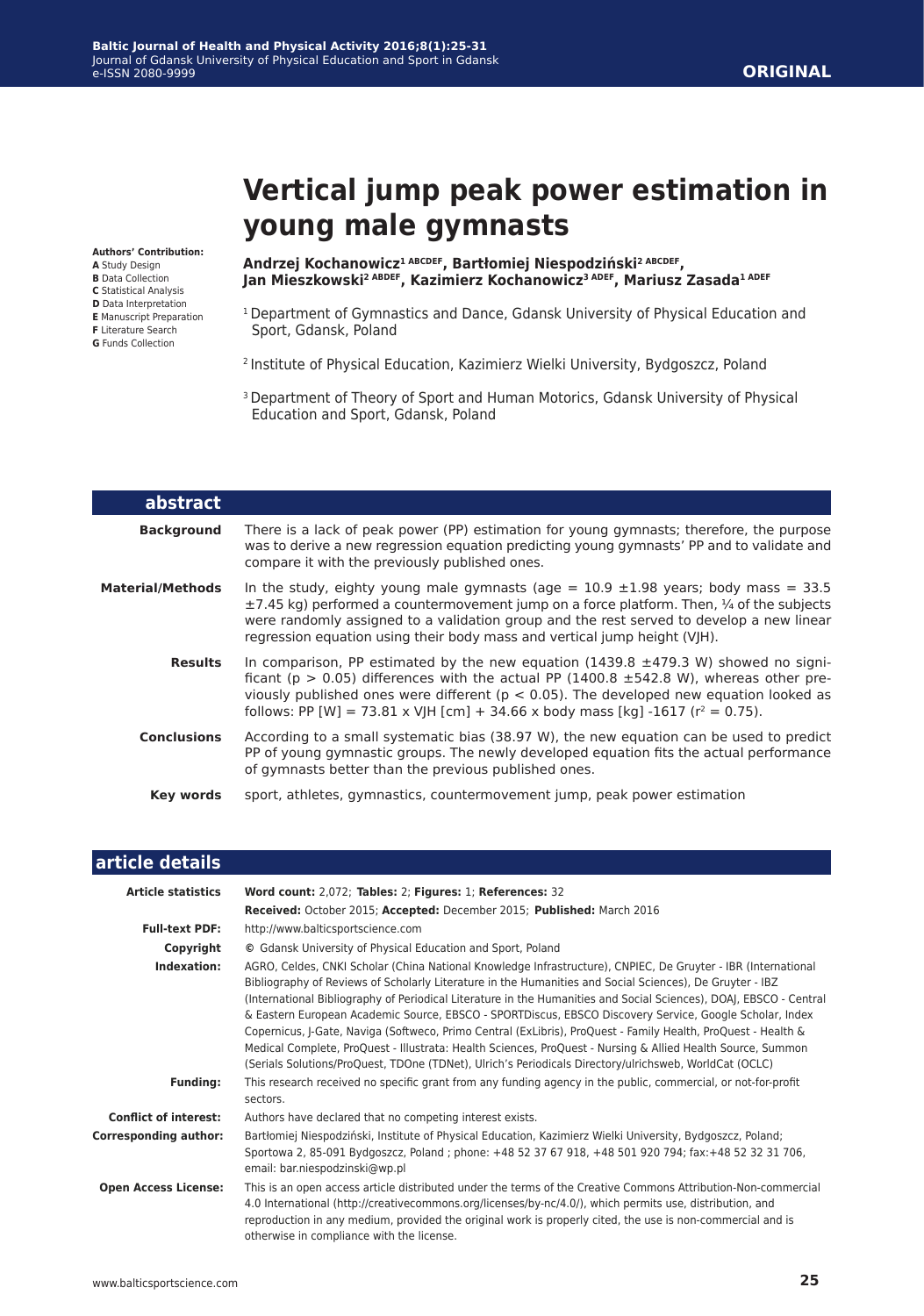# Vertical jump peak power estimation in young male gymnasts

**Authors' Contribution:**
**A** Study Design
**B** Data Collection
**C** Statistical Analysis
**D** Data Interpretation
**E** Manuscript Preparation
**F** Literature Search
**G** Funds Collection

**Andrzej Kochanowicz[1 ABCDEF], Bartłomiej Niespodziński[2 ABCDEF], Jan Mieszkowski[2 ABDEF], Kazimierz Kochanowicz[3 ADEF], Mariusz Zasada[1 ADEF]**

[1] Department of Gymnastics and Dance, Gdansk University of Physical Education and Sport, Gdansk, Poland

[2] Institute of Physical Education, Kazimierz Wielki University, Bydgoszcz, Poland

[3] Department of Theory of Sport and Human Motorics, Gdansk University of Physical Education and Sport, Gdansk, Poland

## abstract

**Background** There is a lack of peak power (PP) estimation for young gymnasts; therefore, the purpose was to derive a new regression equation predicting young gymnasts' PP and to validate and compare it with the previously published ones.

**Material/Methods** In the study, eighty young male gymnasts (age = 10.9 ±1.98 years; body mass = 33.5 ±7.45 kg) performed a countermovement jump on a force platform. Then, ¼ of the subjects were randomly assigned to a validation group and the rest served to develop a new linear regression equation using their body mass and vertical jump height (VJH).

**Results** In comparison, PP estimated by the new equation (1439.8 ±479.3 W) showed no significant ($p > 0.05$) differences with the actual PP (1400.8 ±542.8 W), whereas other previously published ones were different ($p < 0.05$). The developed new equation looked as follows: PP [W] = 73.81 x VJH [cm] + 34.66 x body mass [kg] -1617 ($r^2 = 0.75$).

**Conclusions** According to a small systematic bias (38.97 W), the new equation can be used to predict PP of young gymnastic groups. The newly developed equation fits the actual performance of gymnasts better than the previous published ones.

**Key words** sport, athletes, gymnastics, countermovement jump, peak power estimation

## article details

| | |
|---|---|
| **Article statistics** | **Word count:** 2,072; **Tables:** 2; **Figures:** 1; **References:** 32 |
| | **Received:** October 2015; **Accepted:** December 2015; **Published:** March 2016 |
| **Full-text PDF:** | http://www.balticsportscience.com |
| **Copyright** | © Gdansk University of Physical Education and Sport, Poland |
| **Indexation:** | AGRO, Celdes, CNKI Scholar (China National Knowledge Infrastructure), CNPIEC, De Gruyter - IBR (International Bibliography of Reviews of Scholarly Literature in the Humanities and Social Sciences), De Gruyter - IBZ (International Bibliography of Periodical Literature in the Humanities and Social Sciences), DOAJ, EBSCO - Central & Eastern European Academic Source, EBSCO - SPORTDiscus, EBSCO Discovery Service, Google Scholar, Index Copernicus, J-Gate, Naviga (Softweco, Primo Central (ExLibris), ProQuest - Family Health, ProQuest - Health & Medical Complete, ProQuest - Illustrata: Health Sciences, ProQuest - Nursing & Allied Health Source, Summon (Serials Solutions/ProQuest, TDOne (TDNet), Ulrich's Periodicals Directory/ulrichsweb, WorldCat (OCLC) |
| **Funding:** | This research received no specific grant from any funding agency in the public, commercial, or not-for-profit sectors. |
| **Conflict of interest:** | Authors have declared that no competing interest exists. |
| **Corresponding author:** | Bartłomiej Niespodziński, Institute of Physical Education, Kazimierz Wielki University, Bydgoszcz, Poland; Sportowa 2, 85-091 Bydgoszcz, Poland ; phone: +48 52 37 67 918, +48 501 920 794; fax:+48 52 32 31 706, email: bar.niespodzinski@wp.pl |
| **Open Access License:** | This is an open access article distributed under the terms of the Creative Commons Attribution-Non-commercial 4.0 International (http://creativecommons.org/licenses/by-nc/4.0/), which permits use, distribution, and reproduction in any medium, provided the original work is properly cited, the use is non-commercial and is otherwise in compliance with the license. |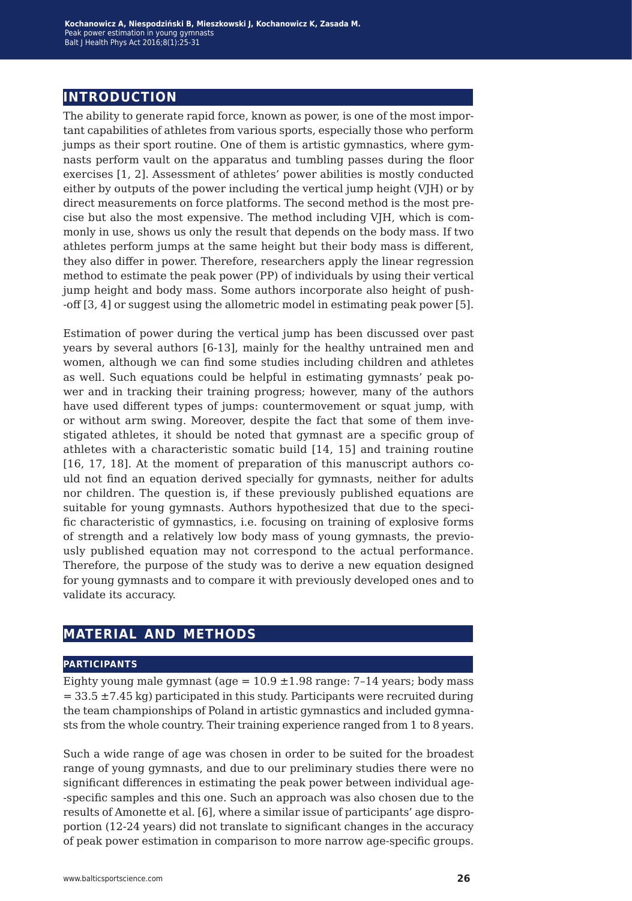## INTRODUCTION

The ability to generate rapid force, known as power, is one of the most important capabilities of athletes from various sports, especially those who perform jumps as their sport routine. One of them is artistic gymnastics, where gymnasts perform vault on the apparatus and tumbling passes during the floor exercises [1, 2]. Assessment of athletes' power abilities is mostly conducted either by outputs of the power including the vertical jump height (VJH) or by direct measurements on force platforms. The second method is the most precise but also the most expensive. The method including VJH, which is commonly in use, shows us only the result that depends on the body mass. If two athletes perform jumps at the same height but their body mass is different, they also differ in power. Therefore, researchers apply the linear regression method to estimate the peak power (PP) of individuals by using their vertical jump height and body mass. Some authors incorporate also height of push-off [3, 4] or suggest using the allometric model in estimating peak power [5].

Estimation of power during the vertical jump has been discussed over past years by several authors [6-13], mainly for the healthy untrained men and women, although we can find some studies including children and athletes as well. Such equations could be helpful in estimating gymnasts' peak power and in tracking their training progress; however, many of the authors have used different types of jumps: countermovement or squat jump, with or without arm swing. Moreover, despite the fact that some of them investigated athletes, it should be noted that gymnast are a specific group of athletes with a characteristic somatic build [14, 15] and training routine [16, 17, 18]. At the moment of preparation of this manuscript authors could not find an equation derived specially for gymnasts, neither for adults nor children. The question is, if these previously published equations are suitable for young gymnasts. Authors hypothesized that due to the specific characteristic of gymnastics, i.e. focusing on training of explosive forms of strength and a relatively low body mass of young gymnasts, the previously published equation may not correspond to the actual performance. Therefore, the purpose of the study was to derive a new equation designed for young gymnasts and to compare it with previously developed ones and to validate its accuracy.

## MATERIAL AND METHODS

### PARTICIPANTS

Eighty young male gymnast (age = 10.9 ±1.98 range: 7–14 years; body mass = 33.5 ±7.45 kg) participated in this study. Participants were recruited during the team championships of Poland in artistic gymnastics and included gymnasts from the whole country. Their training experience ranged from 1 to 8 years.

Such a wide range of age was chosen in order to be suited for the broadest range of young gymnasts, and due to our preliminary studies there were no significant differences in estimating the peak power between individual age-specific samples and this one. Such an approach was also chosen due to the results of Amonette et al. [6], where a similar issue of participants' age disproportion (12-24 years) did not translate to significant changes in the accuracy of peak power estimation in comparison to more narrow age-specific groups.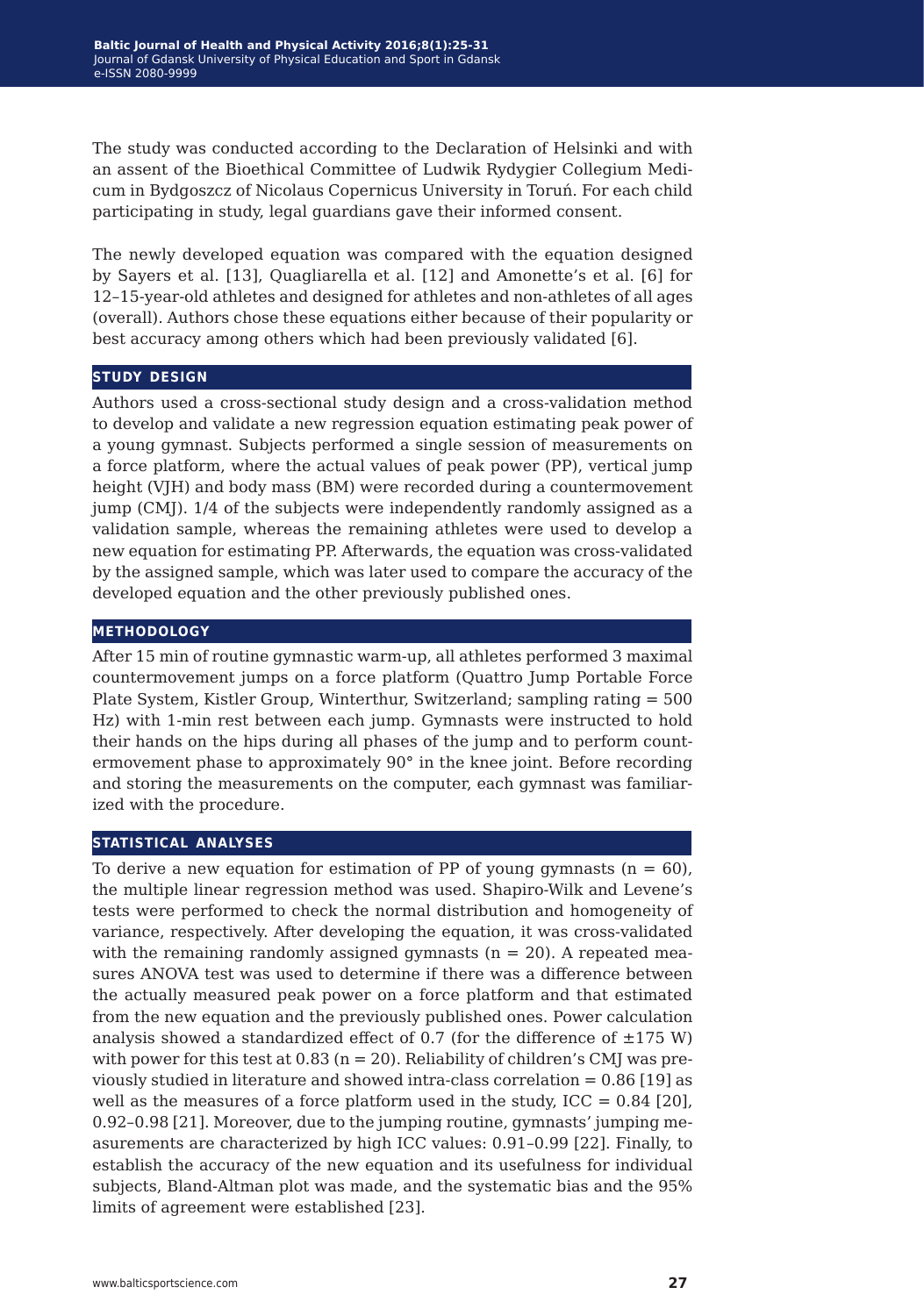The study was conducted according to the Declaration of Helsinki and with an assent of the Bioethical Committee of Ludwik Rydygier Collegium Medicum in Bydgoszcz of Nicolaus Copernicus University in Toruń. For each child participating in study, legal guardians gave their informed consent.

The newly developed equation was compared with the equation designed by Sayers et al. [13], Quagliarella et al. [12] and Amonette's et al. [6] for 12–15-year-old athletes and designed for athletes and non-athletes of all ages (overall). Authors chose these equations either because of their popularity or best accuracy among others which had been previously validated [6].

## STUDY DESIGN

Authors used a cross-sectional study design and a cross-validation method to develop and validate a new regression equation estimating peak power of a young gymnast. Subjects performed a single session of measurements on a force platform, where the actual values of peak power (PP), vertical jump height (VJH) and body mass (BM) were recorded during a countermovement jump (CMJ). 1/4 of the subjects were independently randomly assigned as a validation sample, whereas the remaining athletes were used to develop a new equation for estimating PP. Afterwards, the equation was cross-validated by the assigned sample, which was later used to compare the accuracy of the developed equation and the other previously published ones.

## METHODOLOGY

After 15 min of routine gymnastic warm-up, all athletes performed 3 maximal countermovement jumps on a force platform (Quattro Jump Portable Force Plate System, Kistler Group, Winterthur, Switzerland; sampling rating = 500 Hz) with 1-min rest between each jump. Gymnasts were instructed to hold their hands on the hips during all phases of the jump and to perform countermovement phase to approximately 90° in the knee joint. Before recording and storing the measurements on the computer, each gymnast was familiarized with the procedure.

## STATISTICAL ANALYSES

To derive a new equation for estimation of PP of young gymnasts ($n = 60$), the multiple linear regression method was used. Shapiro-Wilk and Levene's tests were performed to check the normal distribution and homogeneity of variance, respectively. After developing the equation, it was cross-validated with the remaining randomly assigned gymnasts ($n = 20$). A repeated measures ANOVA test was used to determine if there was a difference between the actually measured peak power on a force platform and that estimated from the new equation and the previously published ones. Power calculation analysis showed a standardized effect of 0.7 (for the difference of ±175 W) with power for this test at 0.83 ($n = 20$). Reliability of children's CMJ was previously studied in literature and showed intra-class correlation = 0.86 [19] as well as the measures of a force platform used in the study, ICC = 0.84 [20], 0.92–0.98 [21]. Moreover, due to the jumping routine, gymnasts' jumping measurements are characterized by high ICC values: 0.91–0.99 [22]. Finally, to establish the accuracy of the new equation and its usefulness for individual subjects, Bland-Altman plot was made, and the systematic bias and the 95% limits of agreement were established [23].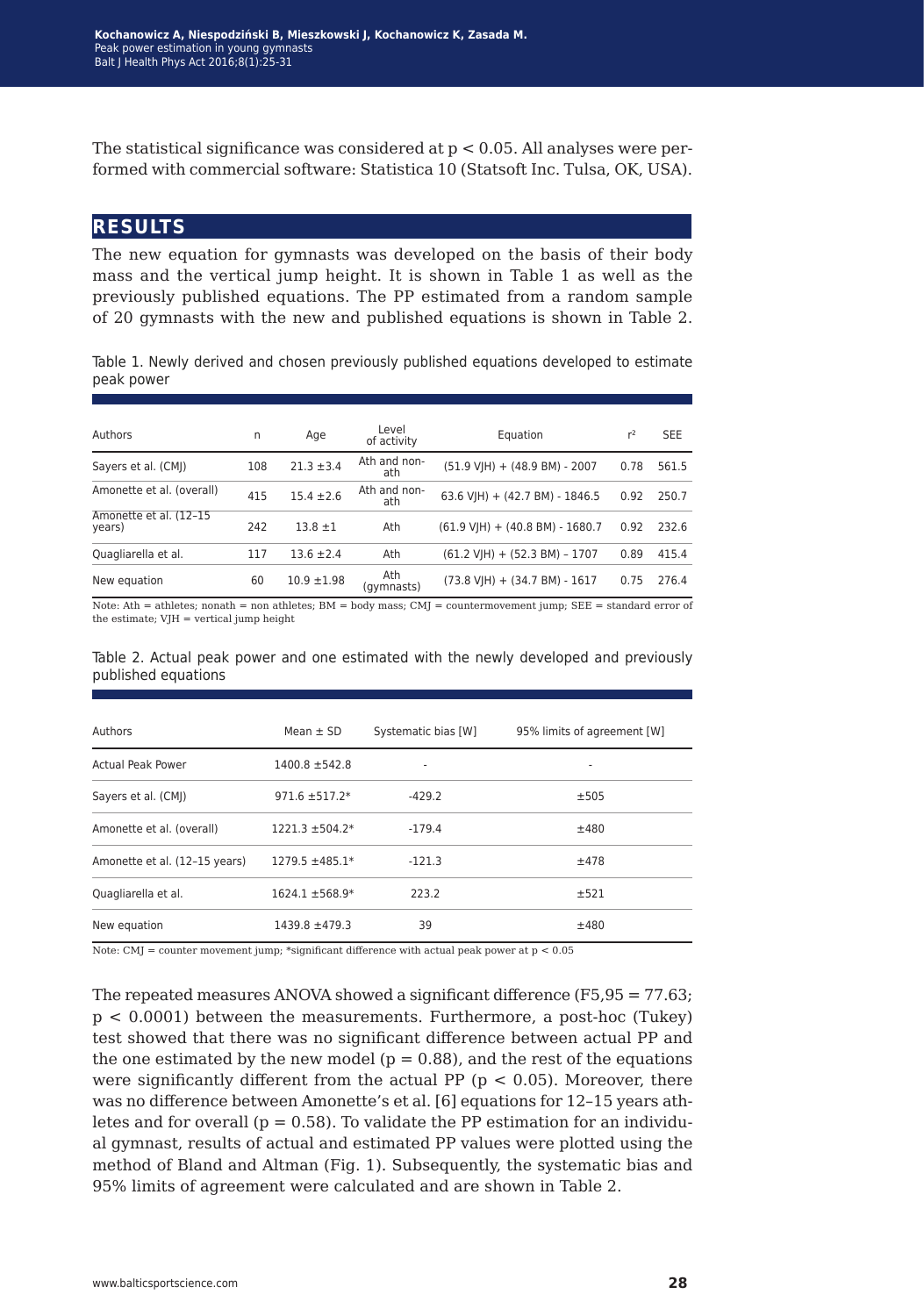The statistical significance was considered at $p < 0.05$. All analyses were performed with commercial software: Statistica 10 (Statsoft Inc. Tulsa, OK, USA).

## RESULTS

The new equation for gymnasts was developed on the basis of their body mass and the vertical jump height. It is shown in Table 1 as well as the previously published equations. The PP estimated from a random sample of 20 gymnasts with the new and published equations is shown in Table 2.

Table 1. Newly derived and chosen previously published equations developed to estimate peak power

| Authors | n | Age | Level of activity | Equation | $r^2$ | SEE |
|---|---|---|---|---|---|---|
| Sayers et al. (CMJ) | 108 | 21.3 ±3.4 | Ath and non-ath | (51.9 VJH) + (48.9 BM) - 2007 | 0.78 | 561.5 |
| Amonette et al. (overall) | 415 | 15.4 ±2.6 | Ath and non-ath | 63.6 VJH) + (42.7 BM) - 1846.5 | 0.92 | 250.7 |
| Amonette et al. (12–15 years) | 242 | 13.8 ±1 | Ath | (61.9 VJH) + (40.8 BM) - 1680.7 | 0.92 | 232.6 |
| Quagliarella et al. | 117 | 13.6 ±2.4 | Ath | (61.2 VJH) + (52.3 BM) – 1707 | 0.89 | 415.4 |
| New equation | 60 | 10.9 ±1.98 | Ath (gymnasts) | (73.8 VJH) + (34.7 BM) - 1617 | 0.75 | 276.4 |

Note: Ath = athletes; nonath = non athletes; BM = body mass; CMJ = countermovement jump; SEE = standard error of the estimate; VJH = vertical jump height

Table 2. Actual peak power and one estimated with the newly developed and previously published equations

| Authors | Mean ± SD | Systematic bias [W] | 95% limits of agreement [W] |
|---|---|---|---|
| Actual Peak Power | 1400.8 ±542.8 | - | - |
| Sayers et al. (CMJ) | 971.6 ±517.2* | -429.2 | ±505 |
| Amonette et al. (overall) | 1221.3 ±504.2* | -179.4 | ±480 |
| Amonette et al. (12–15 years) | 1279.5 ±485.1* | -121.3 | ±478 |
| Quagliarella et al. | 1624.1 ±568.9* | 223.2 | ±521 |
| New equation | 1439.8 ±479.3 | 39 | ±480 |

Note: CMJ = counter movement jump; *significant difference with actual peak power at $p < 0.05$

The repeated measures ANOVA showed a significant difference ($F_{5,95} = 77.63$; $p < 0.0001$) between the measurements. Furthermore, a post-hoc (Tukey) test showed that there was no significant difference between actual PP and the one estimated by the new model ($p = 0.88$), and the rest of the equations were significantly different from the actual PP ($p < 0.05$). Moreover, there was no difference between Amonette's et al. [6] equations for 12–15 years athletes and for overall ($p = 0.58$). To validate the PP estimation for an individual gymnast, results of actual and estimated PP values were plotted using the method of Bland and Altman (Fig. 1). Subsequently, the systematic bias and 95% limits of agreement were calculated and are shown in Table 2.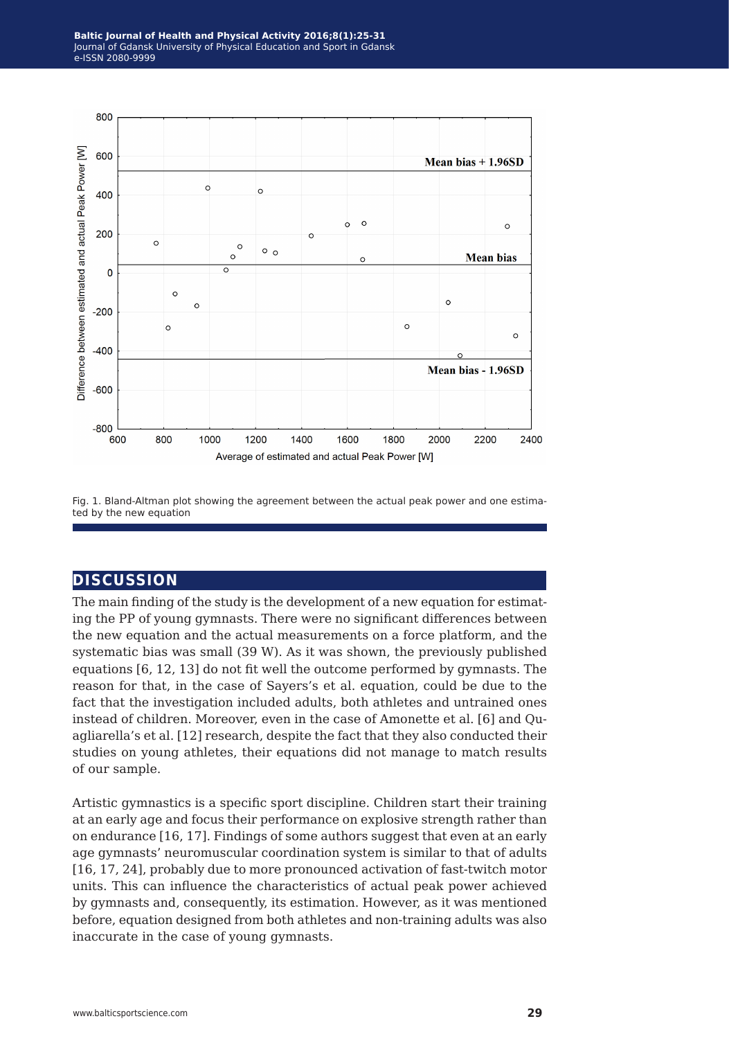Fig. 1. Bland-Altman plot showing the agreement between the actual peak power and one estimated by the new equation

## DISCUSSION

The main finding of the study is the development of a new equation for estimating the PP of young gymnasts. There were no significant differences between the new equation and the actual measurements on a force platform, and the systematic bias was small (39 W). As it was shown, the previously published equations [6, 12, 13] do not fit well the outcome performed by gymnasts. The reason for that, in the case of Sayers's et al. equation, could be due to the fact that the investigation included adults, both athletes and untrained ones instead of children. Moreover, even in the case of Amonette et al. [6] and Quagliarella's et al. [12] research, despite the fact that they also conducted their studies on young athletes, their equations did not manage to match results of our sample.

Artistic gymnastics is a specific sport discipline. Children start their training at an early age and focus their performance on explosive strength rather than on endurance [16, 17]. Findings of some authors suggest that even at an early age gymnasts' neuromuscular coordination system is similar to that of adults [16, 17, 24], probably due to more pronounced activation of fast-twitch motor units. This can influence the characteristics of actual peak power achieved by gymnasts and, consequently, its estimation. However, as it was mentioned before, equation designed from both athletes and non-training adults was also inaccurate in the case of young gymnasts.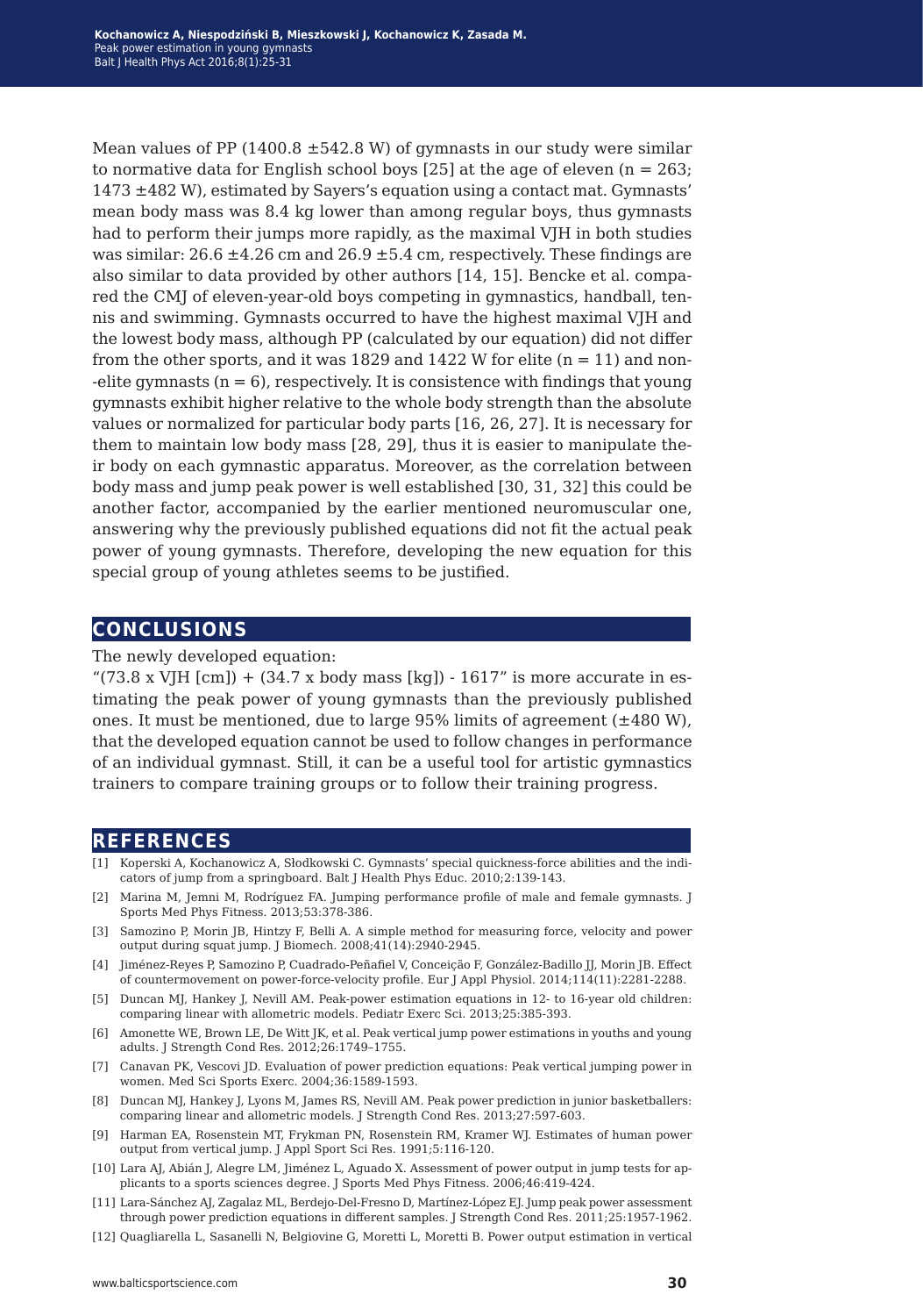Mean values of PP (1400.8 ±542.8 W) of gymnasts in our study were similar to normative data for English school boys [25] at the age of eleven (n = 263; 1473 ±482 W), estimated by Sayers's equation using a contact mat. Gymnasts' mean body mass was 8.4 kg lower than among regular boys, thus gymnasts had to perform their jumps more rapidly, as the maximal VJH in both studies was similar: 26.6 ±4.26 cm and 26.9 ±5.4 cm, respectively. These findings are also similar to data provided by other authors [14, 15]. Bencke et al. compared the CMJ of eleven-year-old boys competing in gymnastics, handball, tennis and swimming. Gymnasts occurred to have the highest maximal VJH and the lowest body mass, although PP (calculated by our equation) did not differ from the other sports, and it was 1829 and 1422 W for elite (n = 11) and non-elite gymnasts (n = 6), respectively. It is consistence with findings that young gymnasts exhibit higher relative to the whole body strength than the absolute values or normalized for particular body parts [16, 26, 27]. It is necessary for them to maintain low body mass [28, 29], thus it is easier to manipulate their body on each gymnastic apparatus. Moreover, as the correlation between body mass and jump peak power is well established [30, 31, 32] this could be another factor, accompanied by the earlier mentioned neuromuscular one, answering why the previously published equations did not fit the actual peak power of young gymnasts. Therefore, developing the new equation for this special group of young athletes seems to be justified.

## CONCLUSIONS

The newly developed equation:
"(73.8 x VJH [cm]) + (34.7 x body mass [kg]) - 1617" is more accurate in estimating the peak power of young gymnasts than the previously published ones. It must be mentioned, due to large 95% limits of agreement (±480 W), that the developed equation cannot be used to follow changes in performance of an individual gymnast. Still, it can be a useful tool for artistic gymnastics trainers to compare training groups or to follow their training progress.

## REFERENCES

[1] Koperski A, Kochanowicz A, Słodkowski C. Gymnasts' special quickness-force abilities and the indicators of jump from a springboard. Balt J Health Phys Educ. 2010;2:139-143.

[2] Marina M, Jemni M, Rodríguez FA. Jumping performance profile of male and female gymnasts. J Sports Med Phys Fitness. 2013;53:378-386.

[3] Samozino P, Morin JB, Hintzy F, Belli A. A simple method for measuring force, velocity and power output during squat jump. J Biomech. 2008;41(14):2940-2945.

[4] Jiménez-Reyes P, Samozino P, Cuadrado-Peñafiel V, Conceição F, González-Badillo JJ, Morin JB. Effect of countermovement on power-force-velocity profile. Eur J Appl Physiol. 2014;114(11):2281-2288.

[5] Duncan MJ, Hankey J, Nevill AM. Peak-power estimation equations in 12- to 16-year old children: comparing linear with allometric models. Pediatr Exerc Sci. 2013;25:385-393.

[6] Amonette WE, Brown LE, De Witt JK, et al. Peak vertical jump power estimations in youths and young adults. J Strength Cond Res. 2012;26:1749–1755.

[7] Canavan PK, Vescovi JD. Evaluation of power prediction equations: Peak vertical jumping power in women. Med Sci Sports Exerc. 2004;36:1589-1593.

[8] Duncan MJ, Hankey J, Lyons M, James RS, Nevill AM. Peak power prediction in junior basketballers: comparing linear and allometric models. J Strength Cond Res. 2013;27:597-603.

[9] Harman EA, Rosenstein MT, Frykman PN, Rosenstein RM, Kramer WJ. Estimates of human power output from vertical jump. J Appl Sport Sci Res. 1991;5:116-120.

[10] Lara AJ, Abián J, Alegre LM, Jiménez L, Aguado X. Assessment of power output in jump tests for applicants to a sports sciences degree. J Sports Med Phys Fitness. 2006;46:419-424.

[11] Lara-Sánchez AJ, Zagalaz ML, Berdejo-Del-Fresno D, Martínez-López EJ. Jump peak power assessment through power prediction equations in different samples. J Strength Cond Res. 2011;25:1957-1962.

[12] Quagliarella L, Sasanelli N, Belgiovine G, Moretti L, Moretti B. Power output estimation in vertical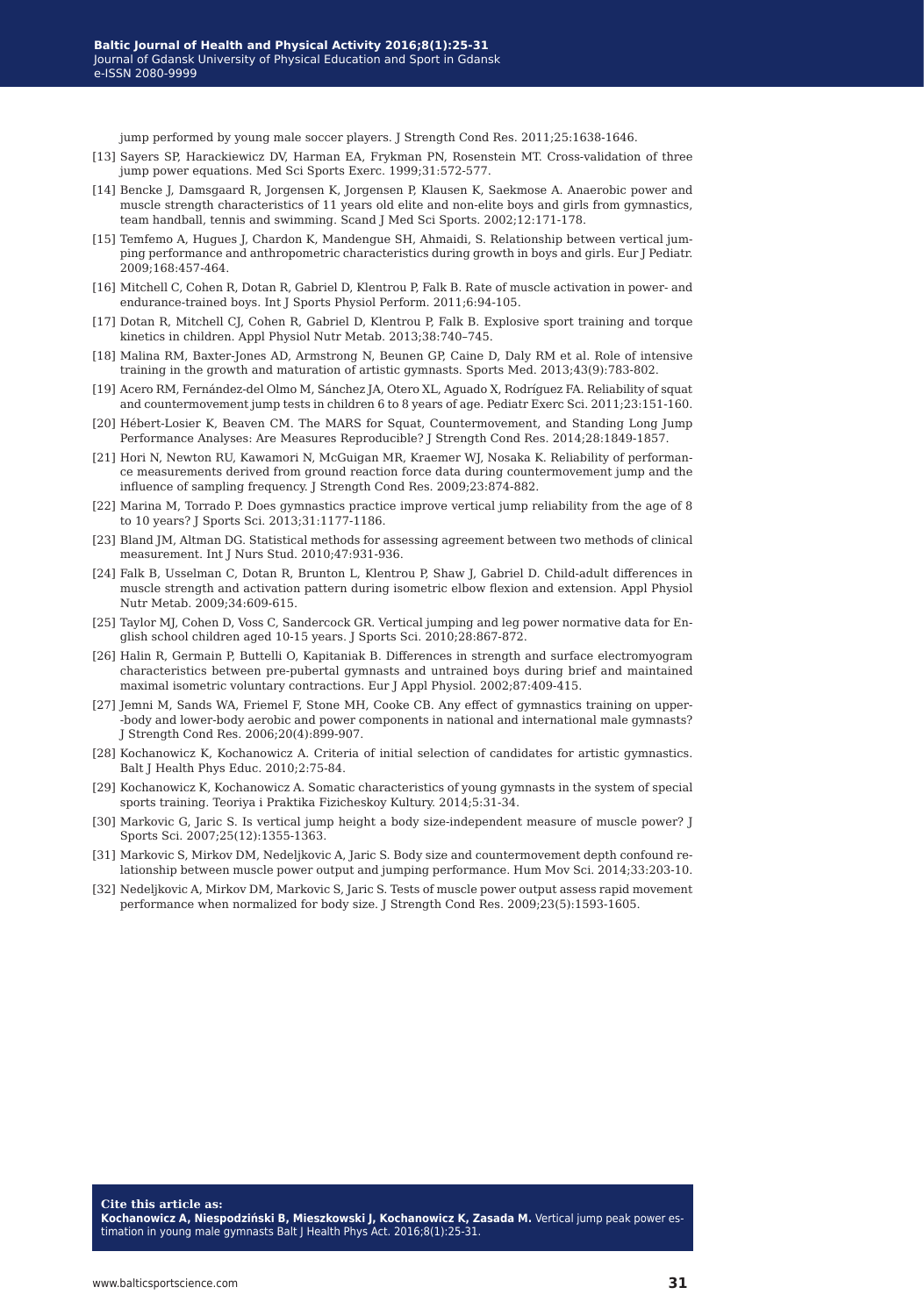jump performed by young male soccer players. J Strength Cond Res. 2011;25:1638-1646.

[13] Sayers SP, Harackiewicz DV, Harman EA, Frykman PN, Rosenstein MT. Cross-validation of three jump power equations. Med Sci Sports Exerc. 1999;31:572-577.

[14] Bencke J, Damsgaard R, Jorgensen K, Jorgensen P, Klausen K, Saekmose A. Anaerobic power and muscle strength characteristics of 11 years old elite and non-elite boys and girls from gymnastics, team handball, tennis and swimming. Scand J Med Sci Sports. 2002;12:171-178.

[15] Temfemo A, Hugues J, Chardon K, Mandengue SH, Ahmaidi, S. Relationship between vertical jumping performance and anthropometric characteristics during growth in boys and girls. Eur J Pediatr. 2009;168:457-464.

[16] Mitchell C, Cohen R, Dotan R, Gabriel D, Klentrou P, Falk B. Rate of muscle activation in power- and endurance-trained boys. Int J Sports Physiol Perform. 2011;6:94-105.

[17] Dotan R, Mitchell CJ, Cohen R, Gabriel D, Klentrou P, Falk B. Explosive sport training and torque kinetics in children. Appl Physiol Nutr Metab. 2013;38:740–745.

[18] Malina RM, Baxter-Jones AD, Armstrong N, Beunen GP, Caine D, Daly RM et al. Role of intensive training in the growth and maturation of artistic gymnasts. Sports Med. 2013;43(9):783-802.

[19] Acero RM, Fernández-del Olmo M, Sánchez JA, Otero XL, Aguado X, Rodríguez FA. Reliability of squat and countermovement jump tests in children 6 to 8 years of age. Pediatr Exerc Sci. 2011;23:151-160.

[20] Hébert-Losier K, Beaven CM. The MARS for Squat, Countermovement, and Standing Long Jump Performance Analyses: Are Measures Reproducible? J Strength Cond Res. 2014;28:1849-1857.

[21] Hori N, Newton RU, Kawamori N, McGuigan MR, Kraemer WJ, Nosaka K. Reliability of performance measurements derived from ground reaction force data during countermovement jump and the influence of sampling frequency. J Strength Cond Res. 2009;23:874-882.

[22] Marina M, Torrado P. Does gymnastics practice improve vertical jump reliability from the age of 8 to 10 years? J Sports Sci. 2013;31:1177-1186.

[23] Bland JM, Altman DG. Statistical methods for assessing agreement between two methods of clinical measurement. Int J Nurs Stud. 2010;47:931-936.

[24] Falk B, Usselman C, Dotan R, Brunton L, Klentrou P, Shaw J, Gabriel D. Child-adult differences in muscle strength and activation pattern during isometric elbow flexion and extension. Appl Physiol Nutr Metab. 2009;34:609-615.

[25] Taylor MJ, Cohen D, Voss C, Sandercock GR. Vertical jumping and leg power normative data for English school children aged 10-15 years. J Sports Sci. 2010;28:867-872.

[26] Halin R, Germain P, Buttelli O, Kapitaniak B. Differences in strength and surface electromyogram characteristics between pre-pubertal gymnasts and untrained boys during brief and maintained maximal isometric voluntary contractions. Eur J Appl Physiol. 2002;87:409-415.

[27] Jemni M, Sands WA, Friemel F, Stone MH, Cooke CB. Any effect of gymnastics training on upper-body and lower-body aerobic and power components in national and international male gymnasts? J Strength Cond Res. 2006;20(4):899-907.

[28] Kochanowicz K, Kochanowicz A. Criteria of initial selection of candidates for artistic gymnastics. Balt J Health Phys Educ. 2010;2:75-84.

[29] Kochanowicz K, Kochanowicz A. Somatic characteristics of young gymnasts in the system of special sports training. Teoriya i Praktika Fizicheskoy Kultury. 2014;5:31-34.

[30] Markovic G, Jaric S. Is vertical jump height a body size-independent measure of muscle power? J Sports Sci. 2007;25(12):1355-1363.

[31] Markovic S, Mirkov DM, Nedeljkovic A, Jaric S. Body size and countermovement depth confound relationship between muscle power output and jumping performance. Hum Mov Sci. 2014;33:203-10.

[32] Nedeljkovic A, Mirkov DM, Markovic S, Jaric S. Tests of muscle power output assess rapid movement performance when normalized for body size. J Strength Cond Res. 2009;23(5):1593-1605.

**Cite this article as:**
**Kochanowicz A, Niespodziński B, Mieszkowski J, Kochanowicz K, Zasada M.** Vertical jump peak power estimation in young male gymnasts Balt J Health Phys Act. 2016;8(1):25-31.